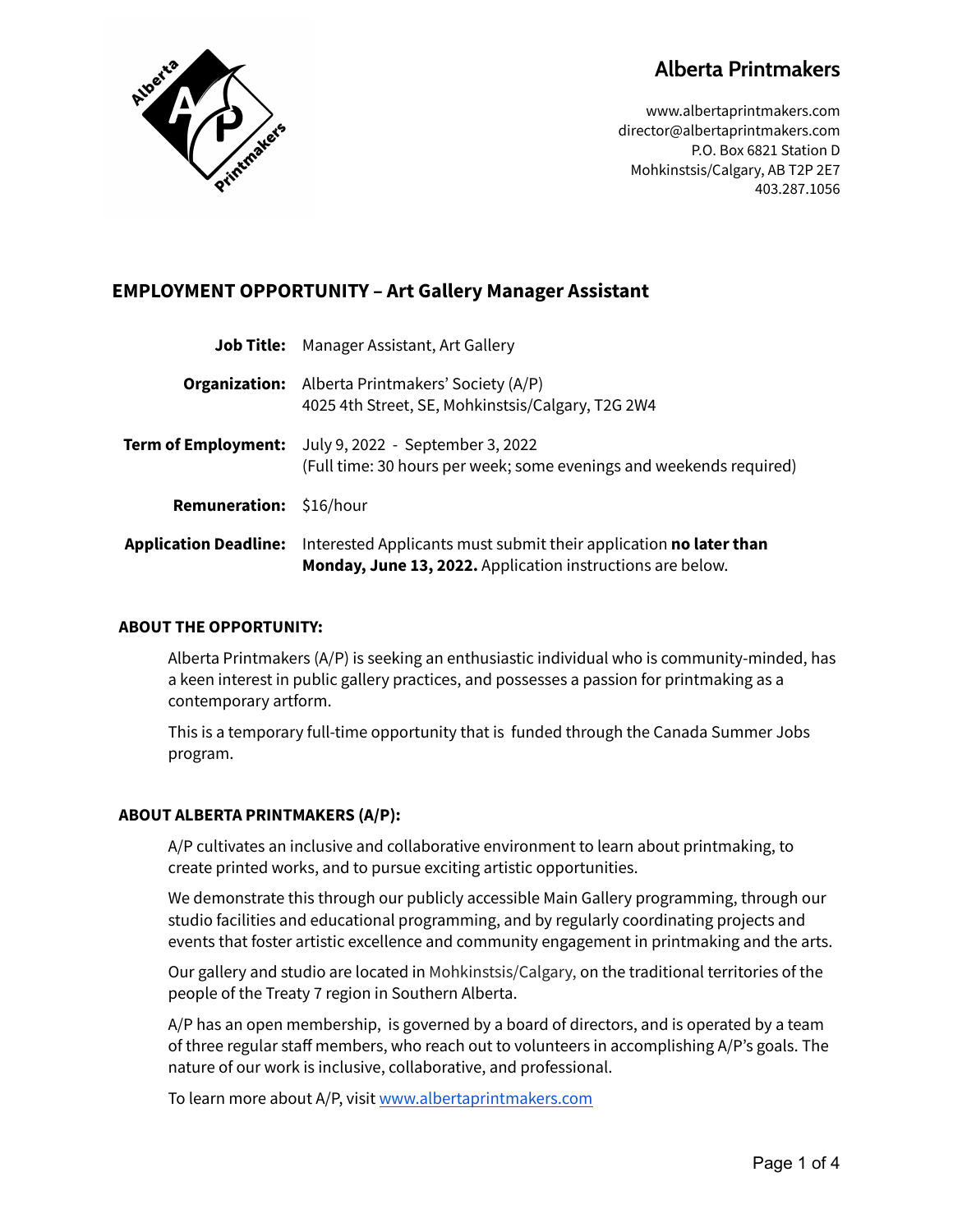# Alberta Printmakers

www.albertaprintmakers.com
director@albertaprintmakers.com
P.O. Box 6821 Station D
Mohkinstsis/Calgary, AB T2P 2E7
403.287.1056

## EMPLOYMENT OPPORTUNITY – Art Gallery Manager Assistant

| | |
|---|---|
| **Job Title:** | Manager Assistant, Art Gallery |
| **Organization:** | Alberta Printmakers' Society (A/P)<br>4025 4th Street, SE, Mohkinstsis/Calgary, T2G 2W4 |
| **Term of Employment:** | July 9, 2022 - September 3, 2022<br>(Full time: 30 hours per week; some evenings and weekends required) |
| **Remuneration:** | $16/hour |
| **Application Deadline:** | Interested Applicants must submit their application **no later than Monday, June 13, 2022.** Application instructions are below. |

### ABOUT THE OPPORTUNITY:

Alberta Printmakers (A/P) is seeking an enthusiastic individual who is community-minded, has a keen interest in public gallery practices, and possesses a passion for printmaking as a contemporary artform.

This is a temporary full-time opportunity that is funded through the Canada Summer Jobs program.

### ABOUT ALBERTA PRINTMAKERS (A/P):

A/P cultivates an inclusive and collaborative environment to learn about printmaking, to create printed works, and to pursue exciting artistic opportunities.

We demonstrate this through our publicly accessible Main Gallery programming, through our studio facilities and educational programming, and by regularly coordinating projects and events that foster artistic excellence and community engagement in printmaking and the arts.

Our gallery and studio are located in Mohkinstsis/Calgary, on the traditional territories of the people of the Treaty 7 region in Southern Alberta.

A/P has an open membership, is governed by a board of directors, and is operated by a team of three regular staff members, who reach out to volunteers in accomplishing A/P's goals. The nature of our work is inclusive, collaborative, and professional.

To learn more about A/P, visit [www.albertaprintmakers.com](http://www.albertaprintmakers.com)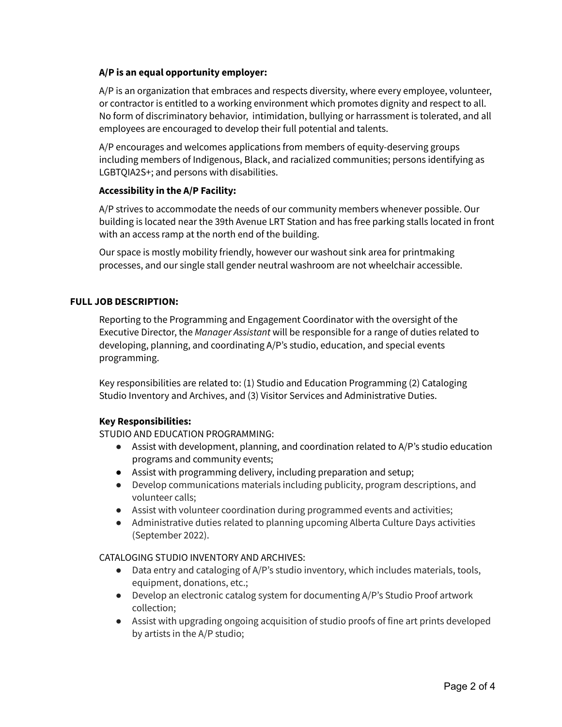**A/P is an equal opportunity employer:**

A/P is an organization that embraces and respects diversity, where every employee, volunteer, or contractor is entitled to a working environment which promotes dignity and respect to all. No form of discriminatory behavior, intimidation, bullying or harrassment is tolerated, and all employees are encouraged to develop their full potential and talents.

A/P encourages and welcomes applications from members of equity-deserving groups including members of Indigenous, Black, and racialized communities; persons identifying as LGBTQIA2S+; and persons with disabilities.

**Accessibility in the A/P Facility:**

A/P strives to accommodate the needs of our community members whenever possible. Our building is located near the 39th Avenue LRT Station and has free parking stalls located in front with an access ramp at the north end of the building.

Our space is mostly mobility friendly, however our washout sink area for printmaking processes, and our single stall gender neutral washroom are not wheelchair accessible.

**FULL JOB DESCRIPTION:**

Reporting to the Programming and Engagement Coordinator with the oversight of the Executive Director, the *Manager Assistant* will be responsible for a range of duties related to developing, planning, and coordinating A/P's studio, education, and special events programming.

Key responsibilities are related to: (1) Studio and Education Programming (2) Cataloging Studio Inventory and Archives, and (3) Visitor Services and Administrative Duties.

**Key Responsibilities:**

STUDIO AND EDUCATION PROGRAMMING:

- Assist with development, planning, and coordination related to A/P's studio education programs and community events;
- Assist with programming delivery, including preparation and setup;
- Develop communications materials including publicity, program descriptions, and volunteer calls;
- Assist with volunteer coordination during programmed events and activities;
- Administrative duties related to planning upcoming Alberta Culture Days activities (September 2022).

CATALOGING STUDIO INVENTORY AND ARCHIVES:

- Data entry and cataloging of A/P's studio inventory, which includes materials, tools, equipment, donations, etc.;
- Develop an electronic catalog system for documenting A/P's Studio Proof artwork collection;
- Assist with upgrading ongoing acquisition of studio proofs of fine art prints developed by artists in the A/P studio;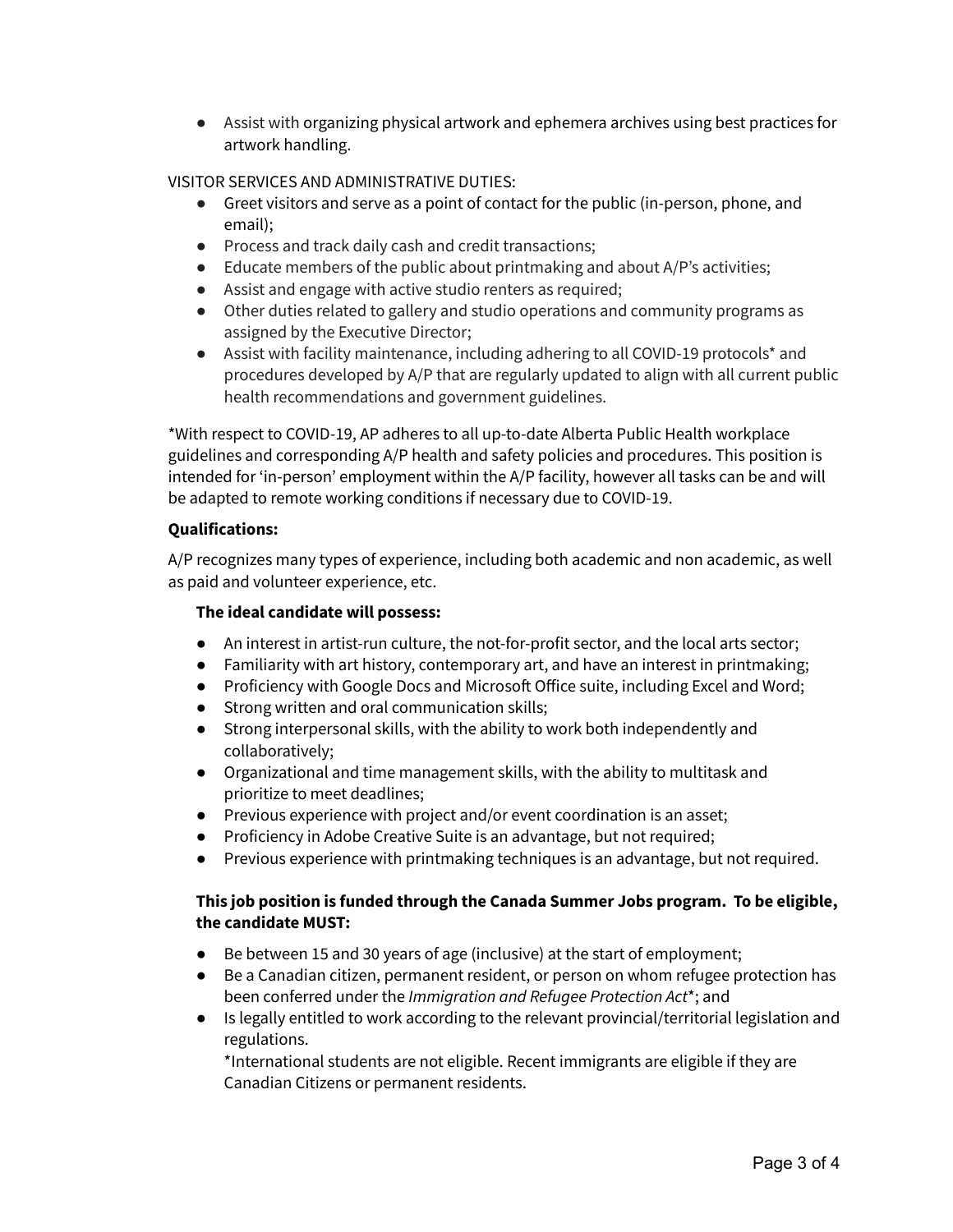- Assist with organizing physical artwork and ephemera archives using best practices for artwork handling.

VISITOR SERVICES AND ADMINISTRATIVE DUTIES:

- Greet visitors and serve as a point of contact for the public (in-person, phone, and email);
- Process and track daily cash and credit transactions;
- Educate members of the public about printmaking and about A/P's activities;
- Assist and engage with active studio renters as required;
- Other duties related to gallery and studio operations and community programs as assigned by the Executive Director;
- Assist with facility maintenance, including adhering to all COVID-19 protocols* and procedures developed by A/P that are regularly updated to align with all current public health recommendations and government guidelines.

*With respect to COVID-19, AP adheres to all up-to-date Alberta Public Health workplace guidelines and corresponding A/P health and safety policies and procedures. This position is intended for 'in-person' employment within the A/P facility, however all tasks can be and will be adapted to remote working conditions if necessary due to COVID-19.

**Qualifications:**

A/P recognizes many types of experience, including both academic and non academic, as well as paid and volunteer experience, etc.

**The ideal candidate will possess:**

- An interest in artist-run culture, the not-for-profit sector, and the local arts sector;
- Familiarity with art history, contemporary art, and have an interest in printmaking;
- Proficiency with Google Docs and Microsoft Office suite, including Excel and Word;
- Strong written and oral communication skills;
- Strong interpersonal skills, with the ability to work both independently and collaboratively;
- Organizational and time management skills, with the ability to multitask and prioritize to meet deadlines;
- Previous experience with project and/or event coordination is an asset;
- Proficiency in Adobe Creative Suite is an advantage, but not required;
- Previous experience with printmaking techniques is an advantage, but not required.

**This job position is funded through the Canada Summer Jobs program. To be eligible, the candidate MUST:**

- Be between 15 and 30 years of age (inclusive) at the start of employment;
- Be a Canadian citizen, permanent resident, or person on whom refugee protection has been conferred under the *Immigration and Refugee Protection Act**; and
- Is legally entitled to work according to the relevant provincial/territorial legislation and regulations.
  *International students are not eligible. Recent immigrants are eligible if they are Canadian Citizens or permanent residents.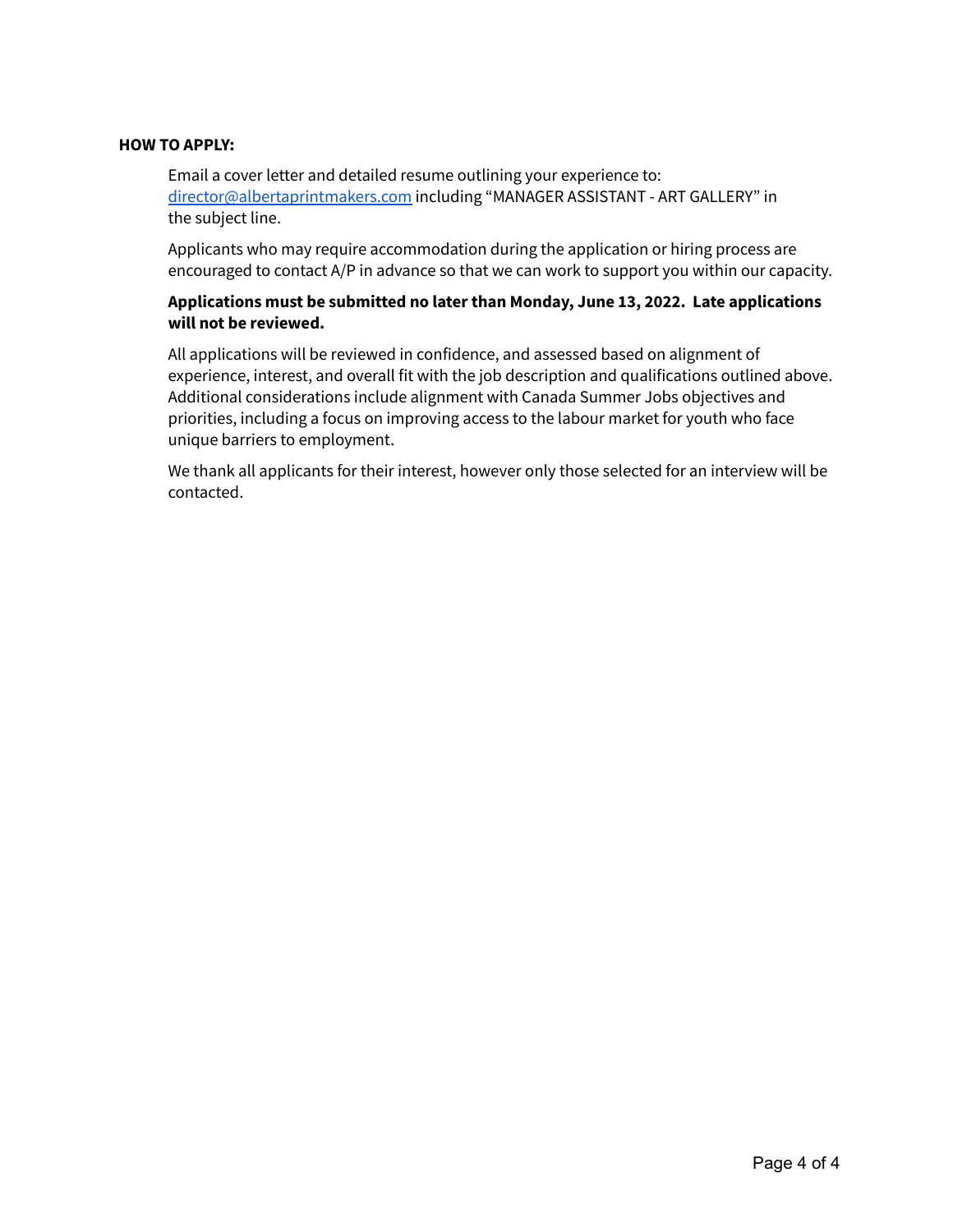**HOW TO APPLY:**

Email a cover letter and detailed resume outlining your experience to: [director@albertaprintmakers.com](mailto:director@albertaprintmakers.com) including "MANAGER ASSISTANT - ART GALLERY" in the subject line.

Applicants who may require accommodation during the application or hiring process are encouraged to contact A/P in advance so that we can work to support you within our capacity.

**Applications must be submitted no later than Monday, June 13, 2022. Late applications will not be reviewed.**

All applications will be reviewed in confidence, and assessed based on alignment of experience, interest, and overall fit with the job description and qualifications outlined above. Additional considerations include alignment with Canada Summer Jobs objectives and priorities, including a focus on improving access to the labour market for youth who face unique barriers to employment.

We thank all applicants for their interest, however only those selected for an interview will be contacted.